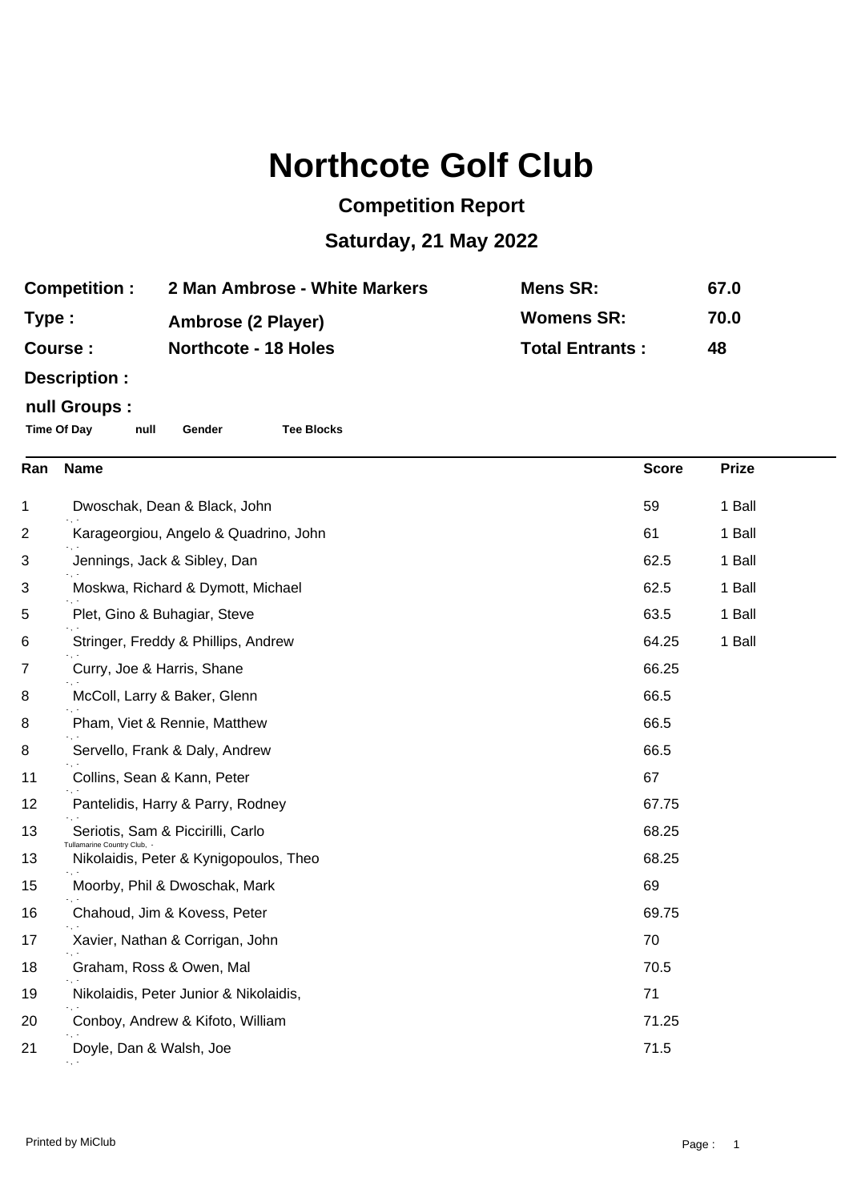# Northcote Golf Club

## Competition Report

## Saturday, 21 May 2022

| | | | |
|---|---|---|---|
| **Competition :** | **2 Man Ambrose - White Markers** | **Mens SR:** | **67.0** |
| **Type :** | **Ambrose (2 Player)** | **Womens SR:** | **70.0** |
| **Course :** | **Northcote - 18 Holes** | **Total Entrants :** | **48** |

**Description :**

**null Groups :**

**Time Of Day** **null** **Gender** **Tee Blocks**

| Ran | Name | Score | Prize |
|---|---|---|---|
| 1 | Dwoschak, Dean & Black, John | 59 | 1 Ball |
| 2 | Karageorgiou, Angelo & Quadrino, John | 61 | 1 Ball |
| 3 | Jennings, Jack & Sibley, Dan | 62.5 | 1 Ball |
| 3 | Moskwa, Richard & Dymott, Michael | 62.5 | 1 Ball |
| 5 | Plet, Gino & Buhagiar, Steve | 63.5 | 1 Ball |
| 6 | Stringer, Freddy & Phillips, Andrew | 64.25 | 1 Ball |
| 7 | Curry, Joe & Harris, Shane | 66.25 | |
| 8 | McColl, Larry & Baker, Glenn | 66.5 | |
| 8 | Pham, Viet & Rennie, Matthew | 66.5 | |
| 8 | Servello, Frank & Daly, Andrew | 66.5 | |
| 11 | Collins, Sean & Kann, Peter | 67 | |
| 12 | Pantelidis, Harry & Parry, Rodney | 67.75 | |
| 13 | Seriotis, Sam & Piccirilli, Carlo (Tullamarine Country Club, -) | 68.25 | |
| 13 | Nikolaidis, Peter & Kynigopoulos, Theo | 68.25 | |
| 15 | Moorby, Phil & Dwoschak, Mark | 69 | |
| 16 | Chahoud, Jim & Kovess, Peter | 69.75 | |
| 17 | Xavier, Nathan & Corrigan, John | 70 | |
| 18 | Graham, Ross & Owen, Mal | 70.5 | |
| 19 | Nikolaidis, Peter Junior & Nikolaidis, | 71 | |
| 20 | Conboy, Andrew & Kifoto, William | 71.25 | |
| 21 | Doyle, Dan & Walsh, Joe | 71.5 | |

Printed by MiClub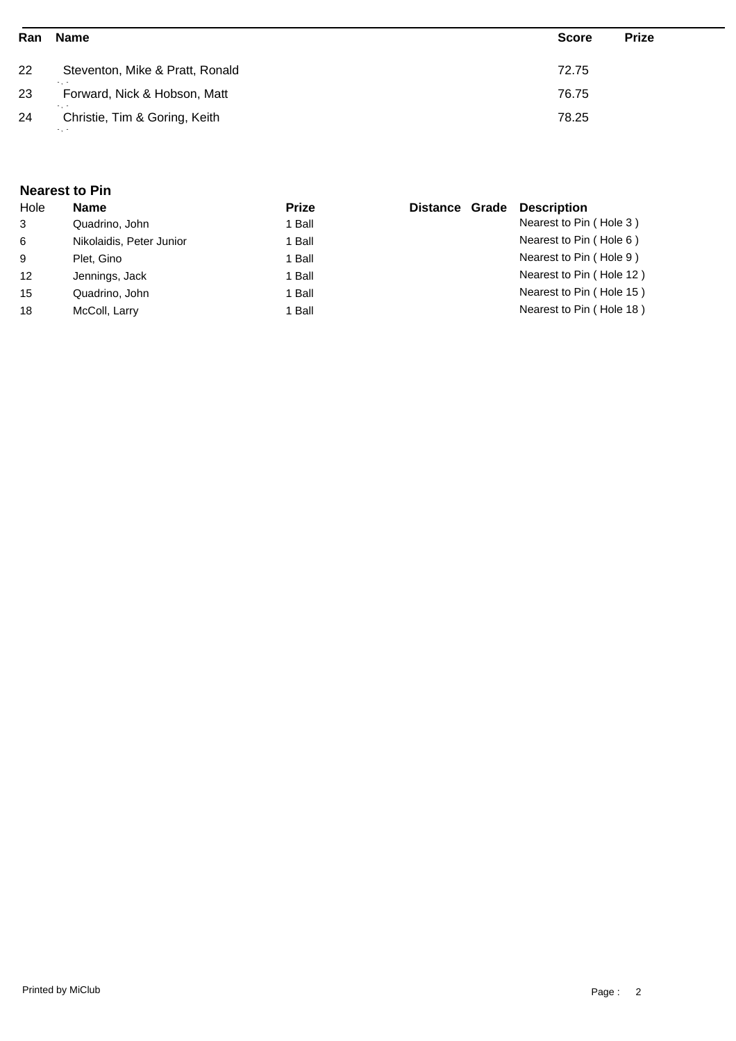| Ran | Name | Score | Prize |
| --- | --- | --- | --- |
| 22 | Steventon, Mike & Pratt, Ronald | 72.75 | |
| 23 | Forward, Nick & Hobson, Matt | 76.75 | |
| 24 | Christie, Tim & Goring, Keith | 78.25 | |

**Nearest to Pin**

| Hole | Name | Prize | Distance | Grade | Description |
| --- | --- | --- | --- | --- | --- |
| 3 | Quadrino, John | 1 Ball | | | Nearest to Pin ( Hole 3 ) |
| 6 | Nikolaidis, Peter Junior | 1 Ball | | | Nearest to Pin ( Hole 6 ) |
| 9 | Plet, Gino | 1 Ball | | | Nearest to Pin ( Hole 9 ) |
| 12 | Jennings, Jack | 1 Ball | | | Nearest to Pin ( Hole 12 ) |
| 15 | Quadrino, John | 1 Ball | | | Nearest to Pin ( Hole 15 ) |
| 18 | McColl, Larry | 1 Ball | | | Nearest to Pin ( Hole 18 ) |

Printed by MiClub